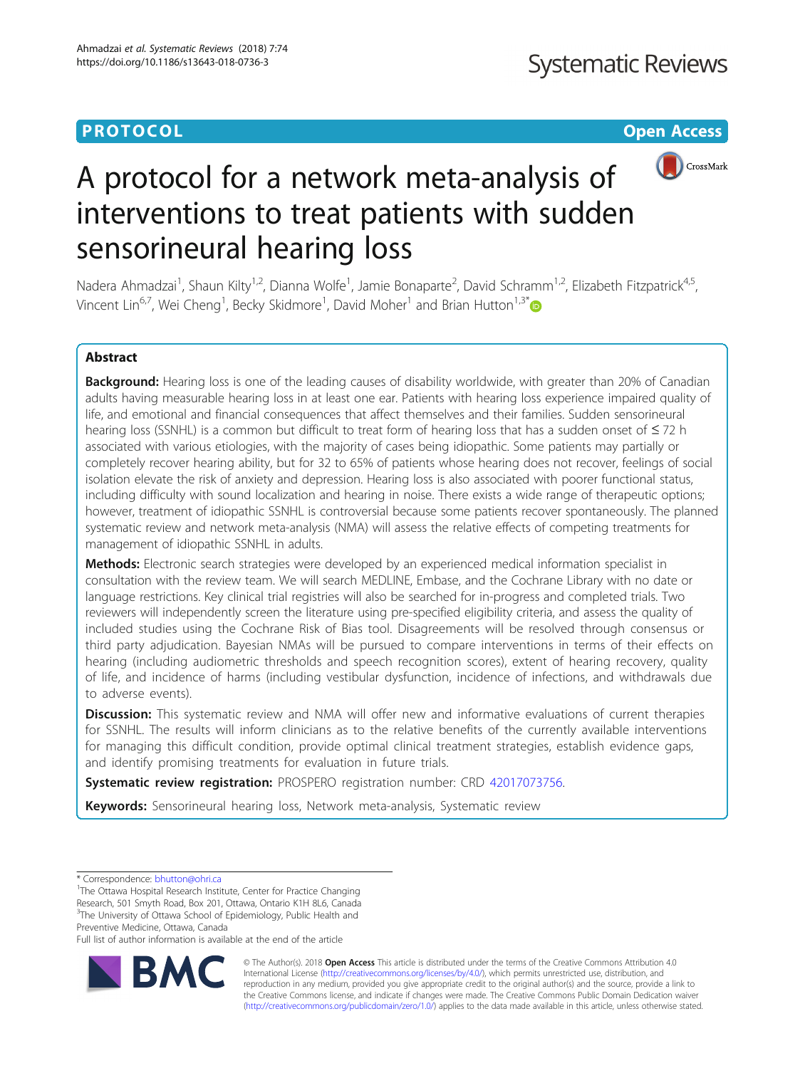PROTOCOL

Open Access

# A protocol for a network meta-analysis of interventions to treat patients with sudden sensorineural hearing loss

Nadera Ahmadzai[1], Shaun Kilty[1,2], Dianna Wolfe[1], Jamie Bonaparte[2], David Schramm[1,2], Elizabeth Fitzpatrick[4,5], Vincent Lin[6,7], Wei Cheng[1], Becky Skidmore[1], David Moher[1] and Brian Hutton[1,3*]

## Abstract

**Background:** Hearing loss is one of the leading causes of disability worldwide, with greater than 20% of Canadian adults having measurable hearing loss in at least one ear. Patients with hearing loss experience impaired quality of life, and emotional and financial consequences that affect themselves and their families. Sudden sensorineural hearing loss (SSNHL) is a common but difficult to treat form of hearing loss that has a sudden onset of ≤ 72 h associated with various etiologies, with the majority of cases being idiopathic. Some patients may partially or completely recover hearing ability, but for 32 to 65% of patients whose hearing does not recover, feelings of social isolation elevate the risk of anxiety and depression. Hearing loss is also associated with poorer functional status, including difficulty with sound localization and hearing in noise. There exists a wide range of therapeutic options; however, treatment of idiopathic SSNHL is controversial because some patients recover spontaneously. The planned systematic review and network meta-analysis (NMA) will assess the relative effects of competing treatments for management of idiopathic SSNHL in adults.

**Methods:** Electronic search strategies were developed by an experienced medical information specialist in consultation with the review team. We will search MEDLINE, Embase, and the Cochrane Library with no date or language restrictions. Key clinical trial registries will also be searched for in-progress and completed trials. Two reviewers will independently screen the literature using pre-specified eligibility criteria, and assess the quality of included studies using the Cochrane Risk of Bias tool. Disagreements will be resolved through consensus or third party adjudication. Bayesian NMAs will be pursued to compare interventions in terms of their effects on hearing (including audiometric thresholds and speech recognition scores), extent of hearing recovery, quality of life, and incidence of harms (including vestibular dysfunction, incidence of infections, and withdrawals due to adverse events).

**Discussion:** This systematic review and NMA will offer new and informative evaluations of current therapies for SSNHL. The results will inform clinicians as to the relative benefits of the currently available interventions for managing this difficult condition, provide optimal clinical treatment strategies, establish evidence gaps, and identify promising treatments for evaluation in future trials.

**Systematic review registration:** PROSPERO registration number: CRD 42017073756.

**Keywords:** Sensorineural hearing loss, Network meta-analysis, Systematic review

\* Correspondence: bhutton@ohri.ca

[1]The Ottawa Hospital Research Institute, Center for Practice Changing Research, 501 Smyth Road, Box 201, Ottawa, Ontario K1H 8L6, Canada

[3]The University of Ottawa School of Epidemiology, Public Health and Preventive Medicine, Ottawa, Canada

Full list of author information is available at the end of the article

© The Author(s). 2018 **Open Access** This article is distributed under the terms of the Creative Commons Attribution 4.0 International License (http://creativecommons.org/licenses/by/4.0/), which permits unrestricted use, distribution, and reproduction in any medium, provided you give appropriate credit to the original author(s) and the source, provide a link to the Creative Commons license, and indicate if changes were made. The Creative Commons Public Domain Dedication waiver (http://creativecommons.org/publicdomain/zero/1.0/) applies to the data made available in this article, unless otherwise stated.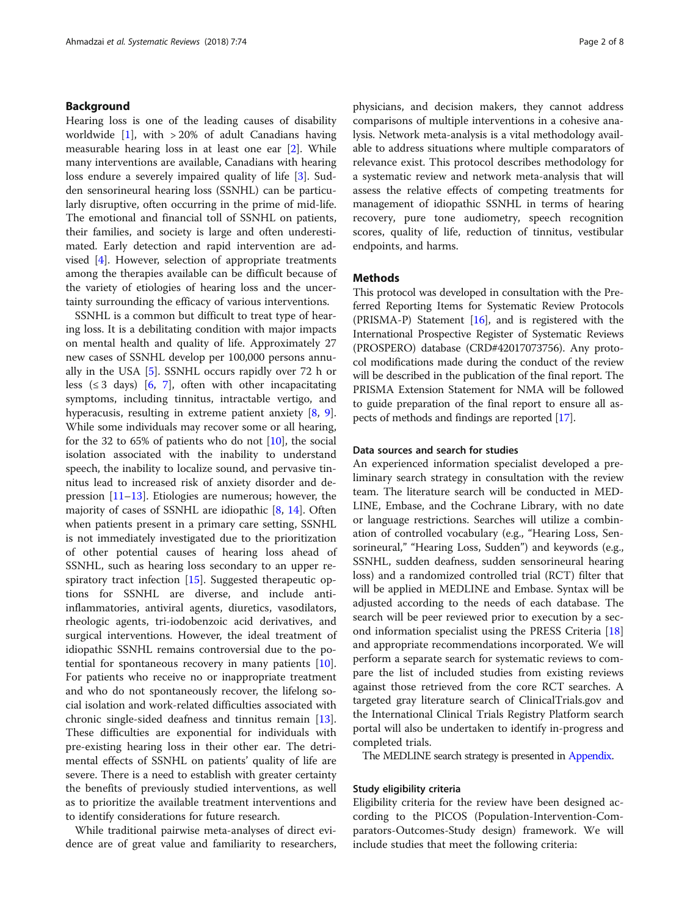## Background

Hearing loss is one of the leading causes of disability worldwide [1], with > 20% of adult Canadians having measurable hearing loss in at least one ear [2]. While many interventions are available, Canadians with hearing loss endure a severely impaired quality of life [3]. Sudden sensorineural hearing loss (SSNHL) can be particularly disruptive, often occurring in the prime of mid-life. The emotional and financial toll of SSNHL on patients, their families, and society is large and often underestimated. Early detection and rapid intervention are advised [4]. However, selection of appropriate treatments among the therapies available can be difficult because of the variety of etiologies of hearing loss and the uncertainty surrounding the efficacy of various interventions.

SSNHL is a common but difficult to treat type of hearing loss. It is a debilitating condition with major impacts on mental health and quality of life. Approximately 27 new cases of SSNHL develop per 100,000 persons annually in the USA [5]. SSNHL occurs rapidly over 72 h or less (≤ 3 days) [6, 7], often with other incapacitating symptoms, including tinnitus, intractable vertigo, and hyperacusis, resulting in extreme patient anxiety [8, 9]. While some individuals may recover some or all hearing, for the 32 to 65% of patients who do not [10], the social isolation associated with the inability to understand speech, the inability to localize sound, and pervasive tinnitus lead to increased risk of anxiety disorder and depression [11–13]. Etiologies are numerous; however, the majority of cases of SSNHL are idiopathic [8, 14]. Often when patients present in a primary care setting, SSNHL is not immediately investigated due to the prioritization of other potential causes of hearing loss ahead of SSNHL, such as hearing loss secondary to an upper respiratory tract infection [15]. Suggested therapeutic options for SSNHL are diverse, and include anti-inflammatories, antiviral agents, diuretics, vasodilators, rheologic agents, tri-iodobenzoic acid derivatives, and surgical interventions. However, the ideal treatment of idiopathic SSNHL remains controversial due to the potential for spontaneous recovery in many patients [10]. For patients who receive no or inappropriate treatment and who do not spontaneously recover, the lifelong social isolation and work-related difficulties associated with chronic single-sided deafness and tinnitus remain [13]. These difficulties are exponential for individuals with pre-existing hearing loss in their other ear. The detrimental effects of SSNHL on patients' quality of life are severe. There is a need to establish with greater certainty the benefits of previously studied interventions, as well as to prioritize the available treatment interventions and to identify considerations for future research.

While traditional pairwise meta-analyses of direct evidence are of great value and familiarity to researchers, physicians, and decision makers, they cannot address comparisons of multiple interventions in a cohesive analysis. Network meta-analysis is a vital methodology available to address situations where multiple comparators of relevance exist. This protocol describes methodology for a systematic review and network meta-analysis that will assess the relative effects of competing treatments for management of idiopathic SSNHL in terms of hearing recovery, pure tone audiometry, speech recognition scores, quality of life, reduction of tinnitus, vestibular endpoints, and harms.

## Methods

This protocol was developed in consultation with the Preferred Reporting Items for Systematic Review Protocols (PRISMA-P) Statement [16], and is registered with the International Prospective Register of Systematic Reviews (PROSPERO) database (CRD#42017073756). Any protocol modifications made during the conduct of the review will be described in the publication of the final report. The PRISMA Extension Statement for NMA will be followed to guide preparation of the final report to ensure all aspects of methods and findings are reported [17].

### Data sources and search for studies

An experienced information specialist developed a preliminary search strategy in consultation with the review team. The literature search will be conducted in MEDLINE, Embase, and the Cochrane Library, with no date or language restrictions. Searches will utilize a combination of controlled vocabulary (e.g., "Hearing Loss, Sensorineural," "Hearing Loss, Sudden") and keywords (e.g., SSNHL, sudden deafness, sudden sensorineural hearing loss) and a randomized controlled trial (RCT) filter that will be applied in MEDLINE and Embase. Syntax will be adjusted according to the needs of each database. The search will be peer reviewed prior to execution by a second information specialist using the PRESS Criteria [18] and appropriate recommendations incorporated. We will perform a separate search for systematic reviews to compare the list of included studies from existing reviews against those retrieved from the core RCT searches. A targeted gray literature search of ClinicalTrials.gov and the International Clinical Trials Registry Platform search portal will also be undertaken to identify in-progress and completed trials.

The MEDLINE search strategy is presented in Appendix.

### Study eligibility criteria

Eligibility criteria for the review have been designed according to the PICOS (Population-Intervention-Comparators-Outcomes-Study design) framework. We will include studies that meet the following criteria: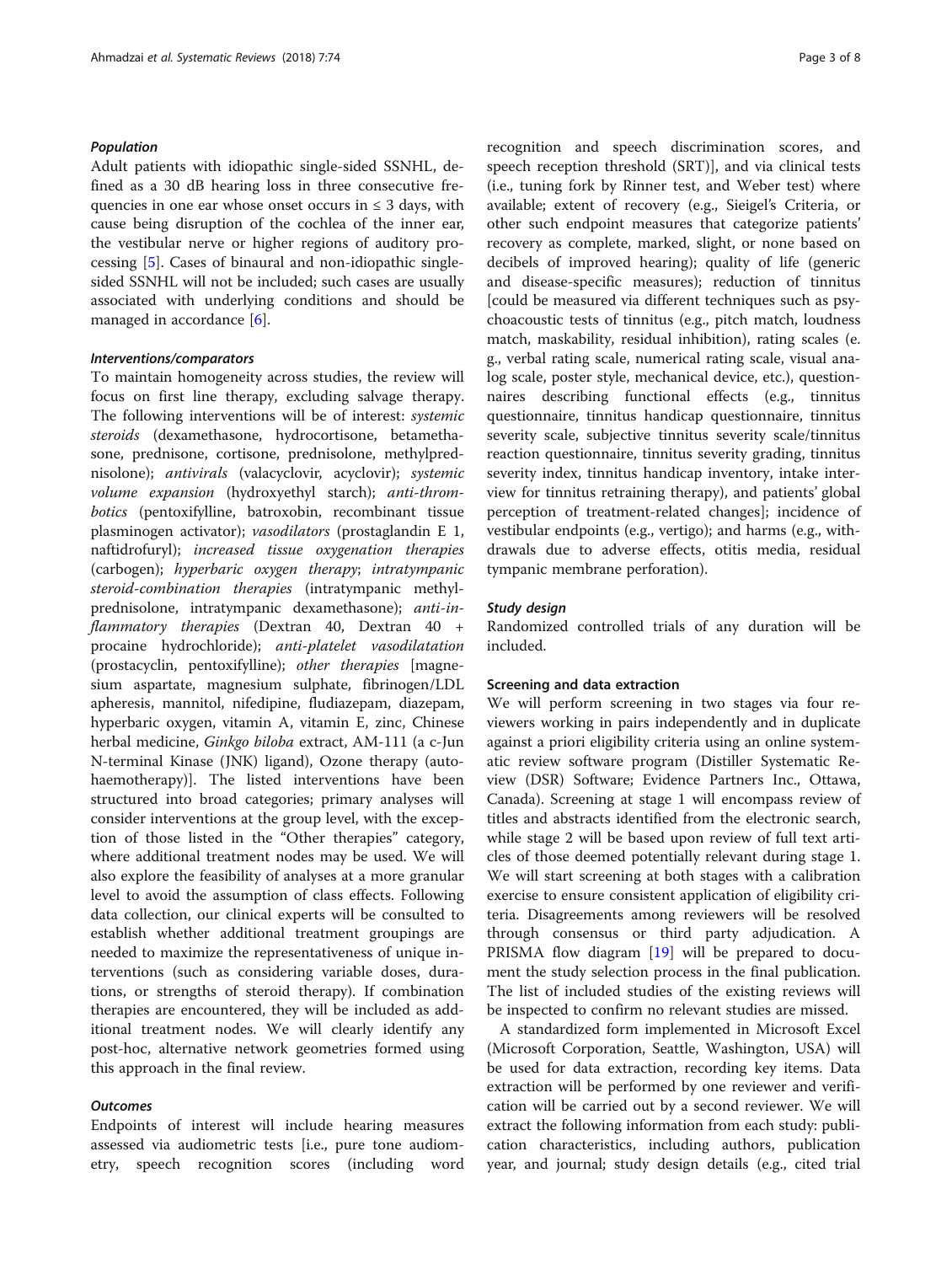### *Population*

Adult patients with idiopathic single-sided SSNHL, defined as a 30 dB hearing loss in three consecutive frequencies in one ear whose onset occurs in ≤ 3 days, with cause being disruption of the cochlea of the inner ear, the vestibular nerve or higher regions of auditory processing [5]. Cases of binaural and non-idiopathic single-sided SSNHL will not be included; such cases are usually associated with underlying conditions and should be managed in accordance [6].

### *Interventions/comparators*

To maintain homogeneity across studies, the review will focus on first line therapy, excluding salvage therapy. The following interventions will be of interest: *systemic steroids* (dexamethasone, hydrocortisone, betamethasone, prednisone, cortisone, prednisolone, methylprednisolone); *antivirals* (valacyclovir, acyclovir); *systemic volume expansion* (hydroxyethyl starch); *anti-thrombotics* (pentoxifylline, batroxobin, recombinant tissue plasminogen activator); *vasodilators* (prostaglandin E 1, naftidrofuryl); *increased tissue oxygenation therapies* (carbogen); *hyperbaric oxygen therapy*; *intratympanic steroid-combination therapies* (intratympanic methylprednisolone, intratympanic dexamethasone); *anti-inflammatory therapies* (Dextran 40, Dextran 40 + procaine hydrochloride); *anti-platelet vasodilatation* (prostacyclin, pentoxifylline); *other therapies* [magnesium aspartate, magnesium sulphate, fibrinogen/LDL apheresis, mannitol, nifedipine, fludiazepam, diazepam, hyperbaric oxygen, vitamin A, vitamin E, zinc, Chinese herbal medicine, *Ginkgo biloba* extract, AM-111 (a c-Jun N-terminal Kinase (JNK) ligand), Ozone therapy (autohaemotherapy)]. The listed interventions have been structured into broad categories; primary analyses will consider interventions at the group level, with the exception of those listed in the "Other therapies" category, where additional treatment nodes may be used. We will also explore the feasibility of analyses at a more granular level to avoid the assumption of class effects. Following data collection, our clinical experts will be consulted to establish whether additional treatment groupings are needed to maximize the representativeness of unique interventions (such as considering variable doses, durations, or strengths of steroid therapy). If combination therapies are encountered, they will be included as additional treatment nodes. We will clearly identify any post-hoc, alternative network geometries formed using this approach in the final review.

### *Outcomes*

Endpoints of interest will include hearing measures assessed via audiometric tests [i.e., pure tone audiometry, speech recognition scores (including word recognition and speech discrimination scores, and speech reception threshold (SRT)], and via clinical tests (i.e., tuning fork by Rinner test, and Weber test) where available; extent of recovery (e.g., Sieigel's Criteria, or other such endpoint measures that categorize patients' recovery as complete, marked, slight, or none based on decibels of improved hearing); quality of life (generic and disease-specific measures); reduction of tinnitus [could be measured via different techniques such as psychoacoustic tests of tinnitus (e.g., pitch match, loudness match, maskability, residual inhibition), rating scales (e.g., verbal rating scale, numerical rating scale, visual analog scale, poster style, mechanical device, etc.), questionnaires describing functional effects (e.g., tinnitus questionnaire, tinnitus handicap questionnaire, tinnitus severity scale, subjective tinnitus severity scale/tinnitus reaction questionnaire, tinnitus severity grading, tinnitus severity index, tinnitus handicap inventory, intake interview for tinnitus retraining therapy), and patients' global perception of treatment-related changes]; incidence of vestibular endpoints (e.g., vertigo); and harms (e.g., withdrawals due to adverse effects, otitis media, residual tympanic membrane perforation).

### *Study design*

Randomized controlled trials of any duration will be included.

### Screening and data extraction

We will perform screening in two stages via four reviewers working in pairs independently and in duplicate against a priori eligibility criteria using an online systematic review software program (Distiller Systematic Review (DSR) Software; Evidence Partners Inc., Ottawa, Canada). Screening at stage 1 will encompass review of titles and abstracts identified from the electronic search, while stage 2 will be based upon review of full text articles of those deemed potentially relevant during stage 1. We will start screening at both stages with a calibration exercise to ensure consistent application of eligibility criteria. Disagreements among reviewers will be resolved through consensus or third party adjudication. A PRISMA flow diagram [19] will be prepared to document the study selection process in the final publication. The list of included studies of the existing reviews will be inspected to confirm no relevant studies are missed.

A standardized form implemented in Microsoft Excel (Microsoft Corporation, Seattle, Washington, USA) will be used for data extraction, recording key items. Data extraction will be performed by one reviewer and verification will be carried out by a second reviewer. We will extract the following information from each study: publication characteristics, including authors, publication year, and journal; study design details (e.g., cited trial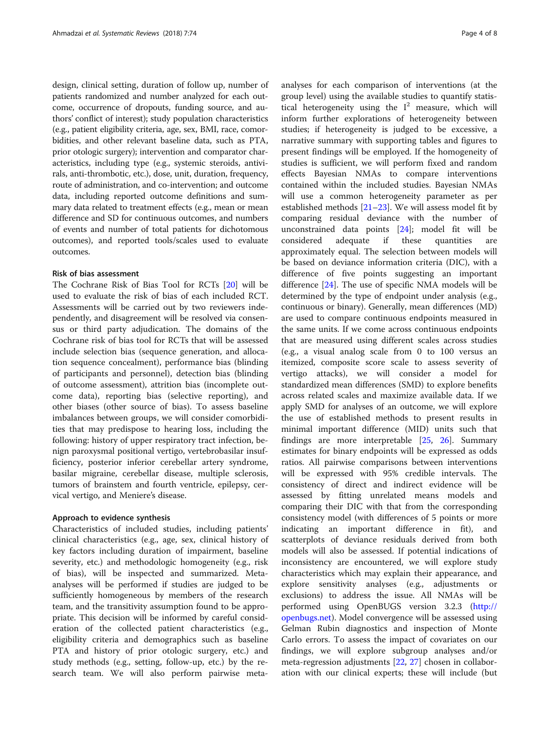design, clinical setting, duration of follow up, number of patients randomized and number analyzed for each outcome, occurrence of dropouts, funding source, and authors' conflict of interest); study population characteristics (e.g., patient eligibility criteria, age, sex, BMI, race, comorbidities, and other relevant baseline data, such as PTA, prior otologic surgery); intervention and comparator characteristics, including type (e.g., systemic steroids, antivirals, anti-thrombotic, etc.), dose, unit, duration, frequency, route of administration, and co-intervention; and outcome data, including reported outcome definitions and summary data related to treatment effects (e.g., mean or mean difference and SD for continuous outcomes, and numbers of events and number of total patients for dichotomous outcomes), and reported tools/scales used to evaluate outcomes.

### Risk of bias assessment

The Cochrane Risk of Bias Tool for RCTs [20] will be used to evaluate the risk of bias of each included RCT. Assessments will be carried out by two reviewers independently, and disagreement will be resolved via consensus or third party adjudication. The domains of the Cochrane risk of bias tool for RCTs that will be assessed include selection bias (sequence generation, and allocation sequence concealment), performance bias (blinding of participants and personnel), detection bias (blinding of outcome assessment), attrition bias (incomplete outcome data), reporting bias (selective reporting), and other biases (other source of bias). To assess baseline imbalances between groups, we will consider comorbidities that may predispose to hearing loss, including the following: history of upper respiratory tract infection, benign paroxysmal positional vertigo, vertebrobasilar insufficiency, posterior inferior cerebellar artery syndrome, basilar migraine, cerebellar disease, multiple sclerosis, tumors of brainstem and fourth ventricle, epilepsy, cervical vertigo, and Meniere's disease.

### Approach to evidence synthesis

Characteristics of included studies, including patients' clinical characteristics (e.g., age, sex, clinical history of key factors including duration of impairment, baseline severity, etc.) and methodologic homogeneity (e.g., risk of bias), will be inspected and summarized. Meta-analyses will be performed if studies are judged to be sufficiently homogeneous by members of the research team, and the transitivity assumption found to be appropriate. This decision will be informed by careful consideration of the collected patient characteristics (e.g., eligibility criteria and demographics such as baseline PTA and history of prior otologic surgery, etc.) and study methods (e.g., setting, follow-up, etc.) by the research team. We will also perform pairwise meta-analyses for each comparison of interventions (at the group level) using the available studies to quantify statistical heterogeneity using the $I^2$ measure, which will inform further explorations of heterogeneity between studies; if heterogeneity is judged to be excessive, a narrative summary with supporting tables and figures to present findings will be employed. If the homogeneity of studies is sufficient, we will perform fixed and random effects Bayesian NMAs to compare interventions contained within the included studies. Bayesian NMAs will use a common heterogeneity parameter as per established methods [21–23]. We will assess model fit by comparing residual deviance with the number of unconstrained data points [24]; model fit will be considered adequate if these quantities are approximately equal. The selection between models will be based on deviance information criteria (DIC), with a difference of five points suggesting an important difference [24]. The use of specific NMA models will be determined by the type of endpoint under analysis (e.g., continuous or binary). Generally, mean differences (MD) are used to compare continuous endpoints measured in the same units. If we come across continuous endpoints that are measured using different scales across studies (e.g., a visual analog scale from 0 to 100 versus an itemized, composite score scale to assess severity of vertigo attacks), we will consider a model for standardized mean differences (SMD) to explore benefits across related scales and maximize available data. If we apply SMD for analyses of an outcome, we will explore the use of established methods to present results in minimal important difference (MID) units such that findings are more interpretable [25, 26]. Summary estimates for binary endpoints will be expressed as odds ratios. All pairwise comparisons between interventions will be expressed with 95% credible intervals. The consistency of direct and indirect evidence will be assessed by fitting unrelated means models and comparing their DIC with that from the corresponding consistency model (with differences of 5 points or more indicating an important difference in fit), and scatterplots of deviance residuals derived from both models will also be assessed. If potential indications of inconsistency are encountered, we will explore study characteristics which may explain their appearance, and explore sensitivity analyses (e.g., adjustments or exclusions) to address the issue. All NMAs will be performed using OpenBUGS version 3.2.3 (http://openbugs.net). Model convergence will be assessed using Gelman Rubin diagnostics and inspection of Monte Carlo errors. To assess the impact of covariates on our findings, we will explore subgroup analyses and/or meta-regression adjustments [22, 27] chosen in collaboration with our clinical experts; these will include (but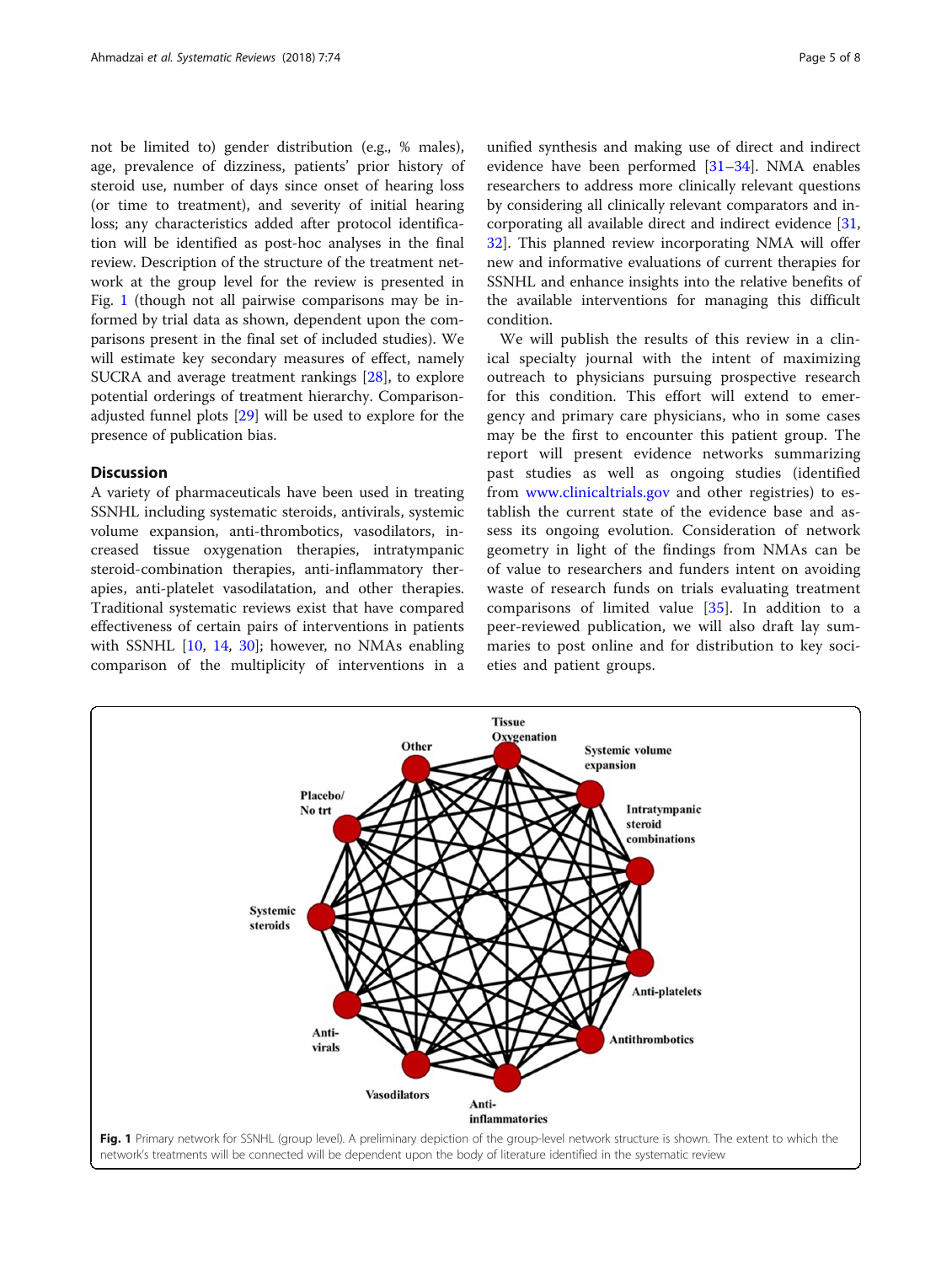not be limited to) gender distribution (e.g., % males), age, prevalence of dizziness, patients' prior history of steroid use, number of days since onset of hearing loss (or time to treatment), and severity of initial hearing loss; any characteristics added after protocol identification will be identified as post-hoc analyses in the final review. Description of the structure of the treatment network at the group level for the review is presented in Fig. 1 (though not all pairwise comparisons may be informed by trial data as shown, dependent upon the comparisons present in the final set of included studies). We will estimate key secondary measures of effect, namely SUCRA and average treatment rankings [28], to explore potential orderings of treatment hierarchy. Comparison-adjusted funnel plots [29] will be used to explore for the presence of publication bias.

## Discussion

A variety of pharmaceuticals have been used in treating SSNHL including systematic steroids, antivirals, systemic volume expansion, anti-thrombotics, vasodilators, increased tissue oxygenation therapies, intratympanic steroid-combination therapies, anti-inflammatory therapies, anti-platelet vasodilatation, and other therapies. Traditional systematic reviews exist that have compared effectiveness of certain pairs of interventions in patients with SSNHL [10, 14, 30]; however, no NMAs enabling comparison of the multiplicity of interventions in a unified synthesis and making use of direct and indirect evidence have been performed [31–34]. NMA enables researchers to address more clinically relevant questions by considering all clinically relevant comparators and incorporating all available direct and indirect evidence [31, 32]. This planned review incorporating NMA will offer new and informative evaluations of current therapies for SSNHL and enhance insights into the relative benefits of the available interventions for managing this difficult condition.

We will publish the results of this review in a clinical specialty journal with the intent of maximizing outreach to physicians pursuing prospective research for this condition. This effort will extend to emergency and primary care physicians, who in some cases may be the first to encounter this patient group. The report will present evidence networks summarizing past studies as well as ongoing studies (identified from www.clinicaltrials.gov and other registries) to establish the current state of the evidence base and assess its ongoing evolution. Consideration of network geometry in light of the findings from NMAs can be of value to researchers and funders intent on avoiding waste of research funds on trials evaluating treatment comparisons of limited value [35]. In addition to a peer-reviewed publication, we will also draft lay summaries to post online and for distribution to key societies and patient groups.

Tissue Oxygenation
Other
Systemic volume expansion
Placebo/ No trt
Intratympanic steroid combinations
Systemic steroids
Anti-platelets
Antithrombotics
Anti-virals
Vasodilators
Anti-inflammatories

**Fig. 1** Primary network for SSNHL (group level). A preliminary depiction of the group-level network structure is shown. The extent to which the network's treatments will be connected will be dependent upon the body of literature identified in the systematic review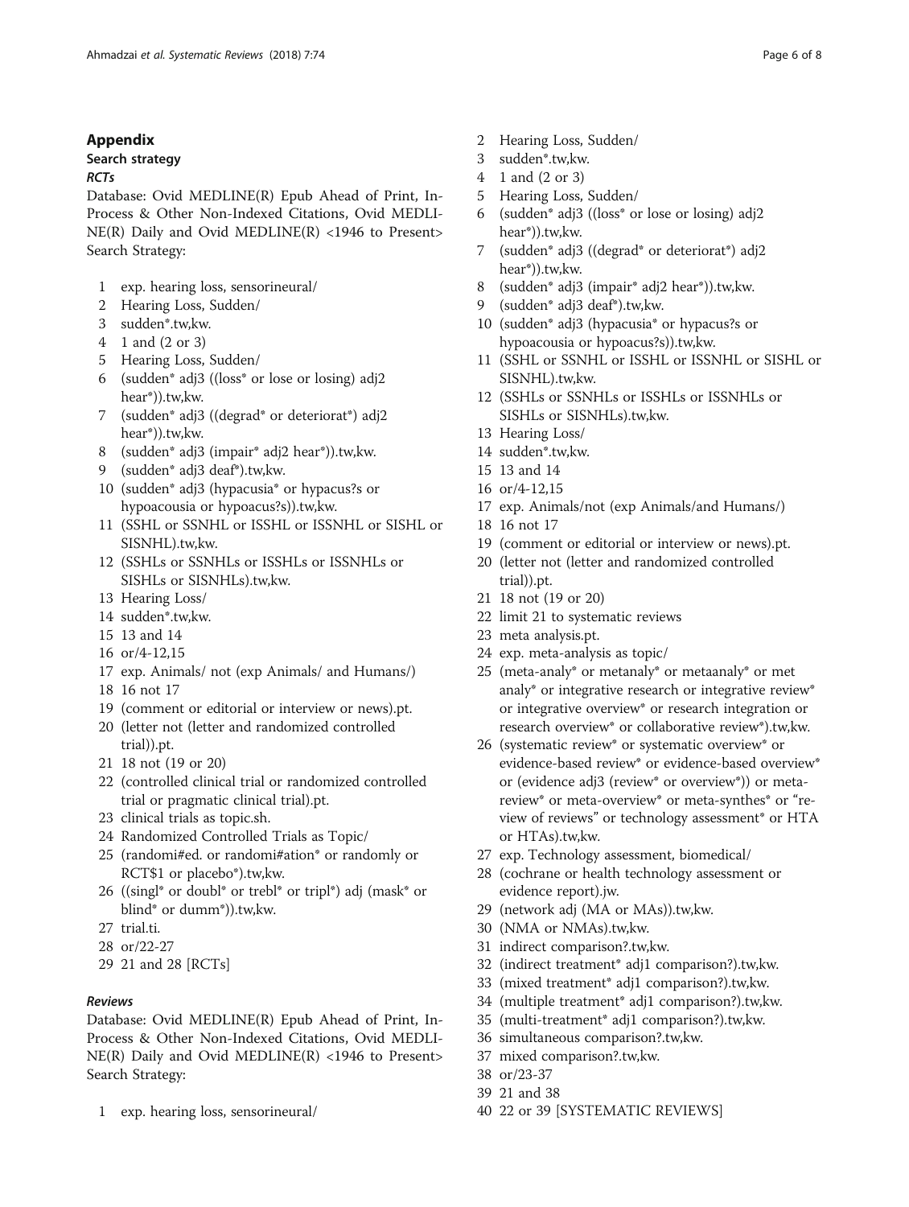## Appendix

### Search strategy

#### *RCTs*

Database: Ovid MEDLINE(R) Epub Ahead of Print, In-Process & Other Non-Indexed Citations, Ovid MEDLINE(R) Daily and Ovid MEDLINE(R) <1946 to Present> Search Strategy:

1 exp. hearing loss, sensorineural/
2 Hearing Loss, Sudden/
3 sudden*.tw,kw.
4 1 and (2 or 3)
5 Hearing Loss, Sudden/
6 (sudden* adj3 ((loss* or lose or losing) adj2 hear*)).tw,kw.
7 (sudden* adj3 ((degrad* or deteriorat*) adj2 hear*)).tw,kw.
8 (sudden* adj3 (impair* adj2 hear*)).tw,kw.
9 (sudden* adj3 deaf*).tw,kw.
10 (sudden* adj3 (hypacusia* or hypacus?s or hypoacousia or hypoacus?s)).tw,kw.
11 (SSHL or SSNHL or ISSHL or ISSNHL or SISHL or SISNHL).tw,kw.
12 (SSHLs or SSNHLs or ISSHLs or ISSNHLs or SISHLs or SISNHLs).tw,kw.
13 Hearing Loss/
14 sudden*.tw,kw.
15 13 and 14
16 or/4-12,15
17 exp. Animals/ not (exp Animals/ and Humans/)
18 16 not 17
19 (comment or editorial or interview or news).pt.
20 (letter not (letter and randomized controlled trial)).pt.
21 18 not (19 or 20)
22 (controlled clinical trial or randomized controlled trial or pragmatic clinical trial).pt.
23 clinical trials as topic.sh.
24 Randomized Controlled Trials as Topic/
25 (randomi#ed. or randomi#ation* or randomly or RCT$1 or placebo*).tw,kw.
26 ((singl* or doubl* or trebl* or tripl*) adj (mask* or blind* or dumm*)).tw,kw.
27 trial.ti.
28 or/22-27
29 21 and 28 [RCTs]

#### *Reviews*

Database: Ovid MEDLINE(R) Epub Ahead of Print, In-Process & Other Non-Indexed Citations, Ovid MEDLINE(R) Daily and Ovid MEDLINE(R) <1946 to Present> Search Strategy:

1 exp. hearing loss, sensorineural/
2 Hearing Loss, Sudden/
3 sudden*.tw,kw.
4 1 and (2 or 3)
5 Hearing Loss, Sudden/
6 (sudden* adj3 ((loss* or lose or losing) adj2 hear*)).tw,kw.
7 (sudden* adj3 ((degrad* or deteriorat*) adj2 hear*)).tw,kw.
8 (sudden* adj3 (impair* adj2 hear*)).tw,kw.
9 (sudden* adj3 deaf*).tw,kw.
10 (sudden* adj3 (hypacusia* or hypacus?s or hypoacousia or hypoacus?s)).tw,kw.
11 (SSHL or SSNHL or ISSHL or ISSNHL or SISHL or SISNHL).tw,kw.
12 (SSHLs or SSNHLs or ISSHLs or ISSNHLs or SISHLs or SISNHLs).tw,kw.
13 Hearing Loss/
14 sudden*.tw,kw.
15 13 and 14
16 or/4-12,15
17 exp. Animals/not (exp Animals/and Humans/)
18 16 not 17
19 (comment or editorial or interview or news).pt.
20 (letter not (letter and randomized controlled trial)).pt.
21 18 not (19 or 20)
22 limit 21 to systematic reviews
23 meta analysis.pt.
24 exp. meta-analysis as topic/
25 (meta-analy* or metanaly* or metaanaly* or met analy* or integrative research or integrative review* or integrative overview* or research integration or research overview* or collaborative review*).tw,kw.
26 (systematic review* or systematic overview* or evidence-based review* or evidence-based overview* or (evidence adj3 (review* or overview*)) or meta-review* or meta-overview* or meta-synthes* or "review of reviews" or technology assessment* or HTA or HTAs).tw,kw.
27 exp. Technology assessment, biomedical/
28 (cochrane or health technology assessment or evidence report).jw.
29 (network adj (MA or MAs)).tw,kw.
30 (NMA or NMAs).tw,kw.
31 indirect comparison?.tw,kw.
32 (indirect treatment* adj1 comparison?).tw,kw.
33 (mixed treatment* adj1 comparison?).tw,kw.
34 (multiple treatment* adj1 comparison?).tw,kw.
35 (multi-treatment* adj1 comparison?).tw,kw.
36 simultaneous comparison?.tw,kw.
37 mixed comparison?.tw,kw.
38 or/23-37
39 21 and 38
40 22 or 39 [SYSTEMATIC REVIEWS]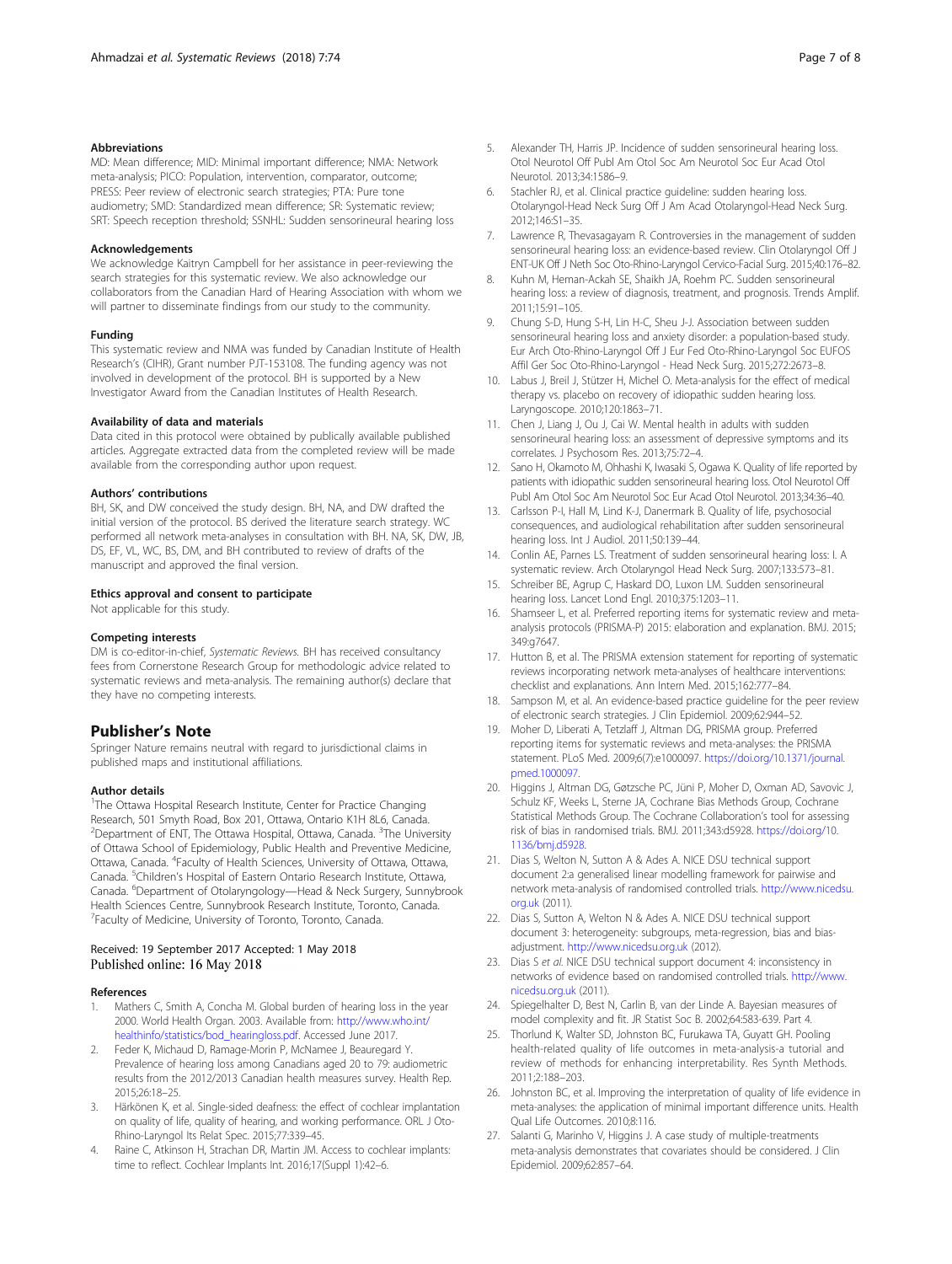### Abbreviations

MD: Mean difference; MID: Minimal important difference; NMA: Network meta-analysis; PICO: Population, intervention, comparator, outcome; PRESS: Peer review of electronic search strategies; PTA: Pure tone audiometry; SMD: Standardized mean difference; SR: Systematic review; SRT: Speech reception threshold; SSNHL: Sudden sensorineural hearing loss

### Acknowledgements

We acknowledge Kaitryn Campbell for her assistance in peer-reviewing the search strategies for this systematic review. We also acknowledge our collaborators from the Canadian Hard of Hearing Association with whom we will partner to disseminate findings from our study to the community.

### Funding

This systematic review and NMA was funded by Canadian Institute of Health Research's (CIHR), Grant number PJT-153108. The funding agency was not involved in development of the protocol. BH is supported by a New Investigator Award from the Canadian Institutes of Health Research.

### Availability of data and materials

Data cited in this protocol were obtained by publically available published articles. Aggregate extracted data from the completed review will be made available from the corresponding author upon request.

### Authors' contributions

BH, SK, and DW conceived the study design. BH, NA, and DW drafted the initial version of the protocol. BS derived the literature search strategy. WC performed all network meta-analyses in consultation with BH. NA, SK, DW, JB, DS, EF, VL, WC, BS, DM, and BH contributed to review of drafts of the manuscript and approved the final version.

### Ethics approval and consent to participate

Not applicable for this study.

### Competing interests

DM is co-editor-in-chief, *Systematic Reviews*. BH has received consultancy fees from Cornerstone Research Group for methodologic advice related to systematic reviews and meta-analysis. The remaining author(s) declare that they have no competing interests.

## Publisher's Note

Springer Nature remains neutral with regard to jurisdictional claims in published maps and institutional affiliations.

### Author details

[1]The Ottawa Hospital Research Institute, Center for Practice Changing Research, 501 Smyth Road, Box 201, Ottawa, Ontario K1H 8L6, Canada. [2]Department of ENT, The Ottawa Hospital, Ottawa, Canada. [3]The University of Ottawa School of Epidemiology, Public Health and Preventive Medicine, Ottawa, Canada. [4]Faculty of Health Sciences, University of Ottawa, Ottawa, Canada. [5]Children's Hospital of Eastern Ontario Research Institute, Ottawa, Canada. [6]Department of Otolaryngology—Head & Neck Surgery, Sunnybrook Health Sciences Centre, Sunnybrook Research Institute, Toronto, Canada. [7]Faculty of Medicine, University of Toronto, Toronto, Canada.

Received: 19 September 2017 Accepted: 1 May 2018
Published online: 16 May 2018

### References

1. Mathers C, Smith A, Concha M. Global burden of hearing loss in the year 2000. World Health Organ. 2003. Available from: http://www.who.int/healthinfo/statistics/bod_hearingloss.pdf. Accessed June 2017.
2. Feder K, Michaud D, Ramage-Morin P, McNamee J, Beauregard Y. Prevalence of hearing loss among Canadians aged 20 to 79: audiometric results from the 2012/2013 Canadian health measures survey. Health Rep. 2015;26:18–25.
3. Härkönen K, et al. Single-sided deafness: the effect of cochlear implantation on quality of life, quality of hearing, and working performance. ORL J Oto-Rhino-Laryngol Its Relat Spec. 2015;77:339–45.
4. Raine C, Atkinson H, Strachan DR, Martin JM. Access to cochlear implants: time to reflect. Cochlear Implants Int. 2016;17(Suppl 1):42–6.
5. Alexander TH, Harris JP. Incidence of sudden sensorineural hearing loss. Otol Neurotol Off Publ Am Otol Soc Am Neurotol Soc Eur Acad Otol Neurotol. 2013;34:1586–9.
6. Stachler RJ, et al. Clinical practice guideline: sudden hearing loss. Otolaryngol-Head Neck Surg Off J Am Acad Otolaryngol-Head Neck Surg. 2012;146:S1–35.
7. Lawrence R, Thevasagayam R. Controversies in the management of sudden sensorineural hearing loss: an evidence-based review. Clin Otolaryngol Off J ENT-UK Off J Neth Soc Oto-Rhino-Laryngol Cervico-Facial Surg. 2015;40:176–82.
8. Kuhn M, Heman-Ackah SE, Shaikh JA, Roehm PC. Sudden sensorineural hearing loss: a review of diagnosis, treatment, and prognosis. Trends Amplif. 2011;15:91–105.
9. Chung S-D, Hung S-H, Lin H-C, Sheu J-J. Association between sudden sensorineural hearing loss and anxiety disorder: a population-based study. Eur Arch Oto-Rhino-Laryngol Off J Eur Fed Oto-Rhino-Laryngol Soc EUFOS Affil Ger Soc Oto-Rhino-Laryngol - Head Neck Surg. 2015;272:2673–8.
10. Labus J, Breil J, Stützer H, Michel O. Meta-analysis for the effect of medical therapy vs. placebo on recovery of idiopathic sudden hearing loss. Laryngoscope. 2010;120:1863–71.
11. Chen J, Liang J, Ou J, Cai W. Mental health in adults with sudden sensorineural hearing loss: an assessment of depressive symptoms and its correlates. J Psychosom Res. 2013;75:72–4.
12. Sano H, Okamoto M, Ohhashi K, Iwasaki S, Ogawa K. Quality of life reported by patients with idiopathic sudden sensorineural hearing loss. Otol Neurotol Off Publ Am Otol Soc Am Neurotol Soc Eur Acad Otol Neurotol. 2013;34:36–40.
13. Carlsson P-I, Hall M, Lind K-J, Danermark B. Quality of life, psychosocial consequences, and audiological rehabilitation after sudden sensorineural hearing loss. Int J Audiol. 2011;50:139–44.
14. Conlin AE, Parnes LS. Treatment of sudden sensorineural hearing loss: I. A systematic review. Arch Otolaryngol Head Neck Surg. 2007;133:573–81.
15. Schreiber BE, Agrup C, Haskard DO, Luxon LM. Sudden sensorineural hearing loss. Lancet Lond Engl. 2010;375:1203–11.
16. Shamseer L, et al. Preferred reporting items for systematic review and meta-analysis protocols (PRISMA-P) 2015: elaboration and explanation. BMJ. 2015;349:g7647.
17. Hutton B, et al. The PRISMA extension statement for reporting of systematic reviews incorporating network meta-analyses of healthcare interventions: checklist and explanations. Ann Intern Med. 2015;162:777–84.
18. Sampson M, et al. An evidence-based practice guideline for the peer review of electronic search strategies. J Clin Epidemiol. 2009;62:944–52.
19. Moher D, Liberati A, Tetzlaff J, Altman DG, PRISMA group. Preferred reporting items for systematic reviews and meta-analyses: the PRISMA statement. PLoS Med. 2009;6(7):e1000097. https://doi.org/10.1371/journal.pmed.1000097.
20. Higgins J, Altman DG, Gøtzsche PC, Jüni P, Moher D, Oxman AD, Savovic J, Schulz KF, Weeks L, Sterne JA, Cochrane Bias Methods Group, Cochrane Statistical Methods Group. The Cochrane Collaboration's tool for assessing risk of bias in randomised trials. BMJ. 2011;343:d5928. https://doi.org/10.1136/bmj.d5928.
21. Dias S, Welton N, Sutton A & Ades A. NICE DSU technical support document 2:a generalised linear modelling framework for pairwise and network meta-analysis of randomised controlled trials. http://www.nicedsu.org.uk (2011).
22. Dias S, Sutton A, Welton N & Ades A. NICE DSU technical support document 3: heterogeneity: subgroups, meta-regression, bias and bias-adjustment. http://www.nicedsu.org.uk (2012).
23. Dias S *et al.* NICE DSU technical support document 4: inconsistency in networks of evidence based on randomised controlled trials. http://www.nicedsu.org.uk (2011).
24. Spiegelhalter D, Best N, Carlin B, van der Linde A. Bayesian measures of model complexity and fit. JR Statist Soc B. 2002;64:583-639. Part 4.
25. Thorlund K, Walter SD, Johnston BC, Furukawa TA, Guyatt GH. Pooling health-related quality of life outcomes in meta-analysis-a tutorial and review of methods for enhancing interpretability. Res Synth Methods. 2011;2:188–203.
26. Johnston BC, et al. Improving the interpretation of quality of life evidence in meta-analyses: the application of minimal important difference units. Health Qual Life Outcomes. 2010;8:116.
27. Salanti G, Marinho V, Higgins J. A case study of multiple-treatments meta-analysis demonstrates that covariates should be considered. J Clin Epidemiol. 2009;62:857–64.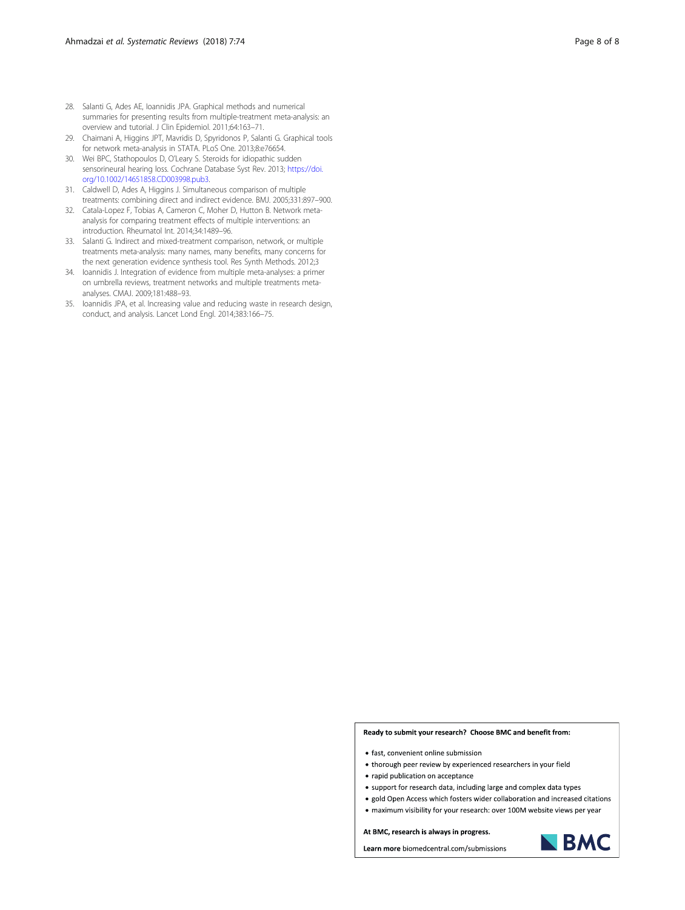28. Salanti G, Ades AE, Ioannidis JPA. Graphical methods and numerical summaries for presenting results from multiple-treatment meta-analysis: an overview and tutorial. J Clin Epidemiol. 2011;64:163–71.
29. Chaimani A, Higgins JPT, Mavridis D, Spyridonos P, Salanti G. Graphical tools for network meta-analysis in STATA. PLoS One. 2013;8:e76654.
30. Wei BPC, Stathopoulos D, O'Leary S. Steroids for idiopathic sudden sensorineural hearing loss. Cochrane Database Syst Rev. 2013; https://doi.org/10.1002/14651858.CD003998.pub3.
31. Caldwell D, Ades A, Higgins J. Simultaneous comparison of multiple treatments: combining direct and indirect evidence. BMJ. 2005;331:897–900.
32. Catala-Lopez F, Tobias A, Cameron C, Moher D, Hutton B. Network meta-analysis for comparing treatment effects of multiple interventions: an introduction. Rheumatol Int. 2014;34:1489–96.
33. Salanti G. Indirect and mixed-treatment comparison, network, or multiple treatments meta-analysis: many names, many benefits, many concerns for the next generation evidence synthesis tool. Res Synth Methods. 2012;3
34. Ioannidis J. Integration of evidence from multiple meta-analyses: a primer on umbrella reviews, treatment networks and multiple treatments meta-analyses. CMAJ. 2009;181:488–93.
35. Ioannidis JPA, et al. Increasing value and reducing waste in research design, conduct, and analysis. Lancet Lond Engl. 2014;383:166–75.

**Ready to submit your research? Choose BMC and benefit from:**

- fast, convenient online submission
- thorough peer review by experienced researchers in your field
- rapid publication on acceptance
- support for research data, including large and complex data types
- gold Open Access which fosters wider collaboration and increased citations
- maximum visibility for your research: over 100M website views per year

**At BMC, research is always in progress.**

**Learn more** biomedcentral.com/submissions

BMC